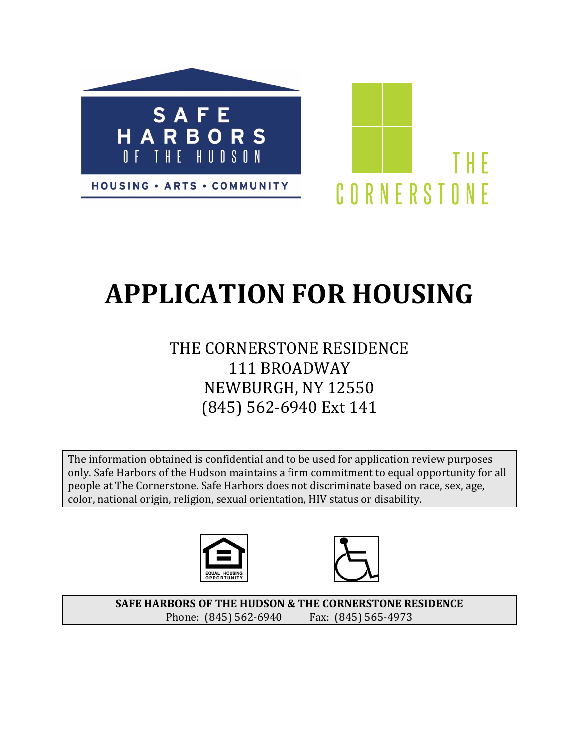SAFE HARBORS OF THE HUDSON

HOUSING • ARTS • COMMUNITY

THE CORNERSTONE

# APPLICATION FOR HOUSING

THE CORNERSTONE RESIDENCE
111 BROADWAY
NEWBURGH, NY 12550
(845) 562-6940 Ext 141

The information obtained is confidential and to be used for application review purposes only. Safe Harbors of the Hudson maintains a firm commitment to equal opportunity for all people at The Cornerstone. Safe Harbors does not discriminate based on race, sex, age, color, national origin, religion, sexual orientation, HIV status or disability.

EQUAL HOUSING OPPORTUNITY

**SAFE HARBORS OF THE HUDSON & THE CORNERSTONE RESIDENCE**
Phone: (845) 562-6940 Fax: (845) 565-4973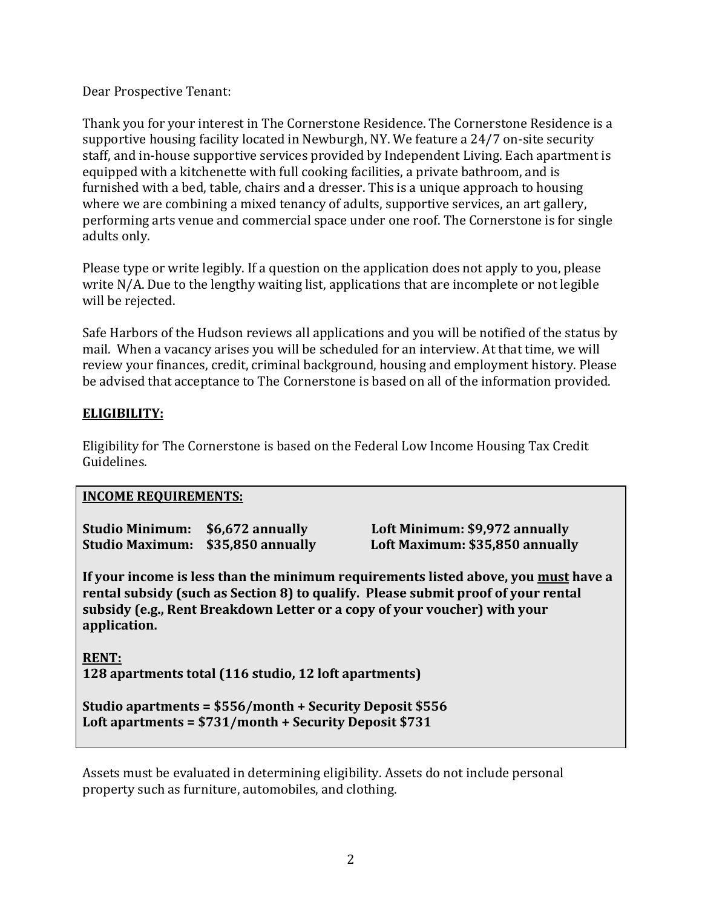Dear Prospective Tenant:

Thank you for your interest in The Cornerstone Residence. The Cornerstone Residence is a supportive housing facility located in Newburgh, NY. We feature a 24/7 on-site security staff, and in-house supportive services provided by Independent Living. Each apartment is equipped with a kitchenette with full cooking facilities, a private bathroom, and is furnished with a bed, table, chairs and a dresser. This is a unique approach to housing where we are combining a mixed tenancy of adults, supportive services, an art gallery, performing arts venue and commercial space under one roof. The Cornerstone is for single adults only.

Please type or write legibly. If a question on the application does not apply to you, please write N/A. Due to the lengthy waiting list, applications that are incomplete or not legible will be rejected.

Safe Harbors of the Hudson reviews all applications and you will be notified of the status by mail. When a vacancy arises you will be scheduled for an interview. At that time, we will review your finances, credit, criminal background, housing and employment history. Please be advised that acceptance to The Cornerstone is based on all of the information provided.

## ELIGIBILITY:

Eligibility for The Cornerstone is based on the Federal Low Income Housing Tax Credit Guidelines.

**INCOME REQUIREMENTS:**

**Studio Minimum: $6,672 annually** **Loft Minimum: $9,972 annually**
**Studio Maximum: $35,850 annually** **Loft Maximum: $35,850 annually**

**If your income is less than the minimum requirements listed above, you must have a rental subsidy (such as Section 8) to qualify. Please submit proof of your rental subsidy (e.g., Rent Breakdown Letter or a copy of your voucher) with your application.**

**RENT:**
**128 apartments total (116 studio, 12 loft apartments)**

**Studio apartments = $556/month + Security Deposit $556**
**Loft apartments = $731/month + Security Deposit $731**

Assets must be evaluated in determining eligibility. Assets do not include personal property such as furniture, automobiles, and clothing.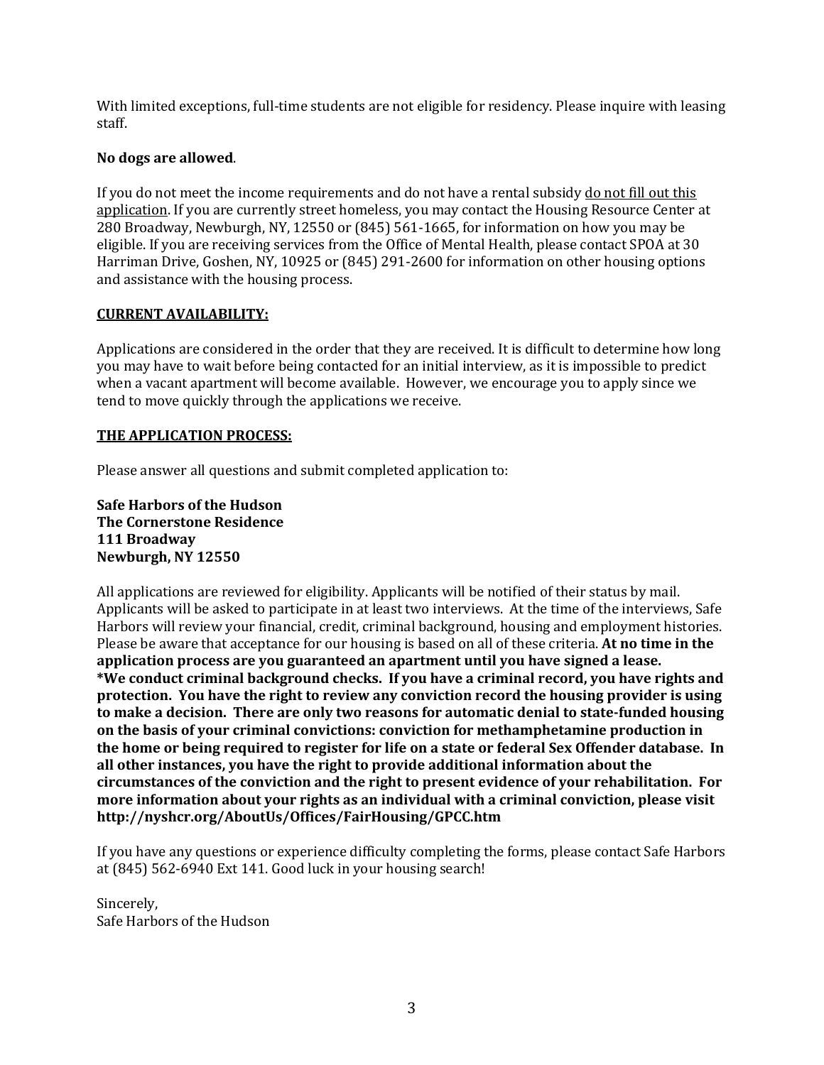With limited exceptions, full-time students are not eligible for residency. Please inquire with leasing staff.

**No dogs are allowed**.

If you do not meet the income requirements and do not have a rental subsidy <u>do not fill out this application</u>. If you are currently street homeless, you may contact the Housing Resource Center at 280 Broadway, Newburgh, NY, 12550 or (845) 561-1665, for information on how you may be eligible. If you are receiving services from the Office of Mental Health, please contact SPOA at 30 Harriman Drive, Goshen, NY, 10925 or (845) 291-2600 for information on other housing options and assistance with the housing process.

## <u>CURRENT AVAILABILITY:</u>

Applications are considered in the order that they are received. It is difficult to determine how long you may have to wait before being contacted for an initial interview, as it is impossible to predict when a vacant apartment will become available. However, we encourage you to apply since we tend to move quickly through the applications we receive.

## <u>THE APPLICATION PROCESS:</u>

Please answer all questions and submit completed application to:

**Safe Harbors of the Hudson**
**The Cornerstone Residence**
**111 Broadway**
**Newburgh, NY 12550**

All applications are reviewed for eligibility. Applicants will be notified of their status by mail. Applicants will be asked to participate in at least two interviews. At the time of the interviews, Safe Harbors will review your financial, credit, criminal background, housing and employment histories. Please be aware that acceptance for our housing is based on all of these criteria. **At no time in the application process are you guaranteed an apartment until you have signed a lease.**
**\*We conduct criminal background checks. If you have a criminal record, you have rights and protection. You have the right to review any conviction record the housing provider is using to make a decision. There are only two reasons for automatic denial to state-funded housing on the basis of your criminal convictions: conviction for methamphetamine production in the home or being required to register for life on a state or federal Sex Offender database. In all other instances, you have the right to provide additional information about the circumstances of the conviction and the right to present evidence of your rehabilitation. For more information about your rights as an individual with a criminal conviction, please visit http://nyshcr.org/AboutUs/Offices/FairHousing/GPCC.htm**

If you have any questions or experience difficulty completing the forms, please contact Safe Harbors at (845) 562-6940 Ext 141. Good luck in your housing search!

Sincerely,
Safe Harbors of the Hudson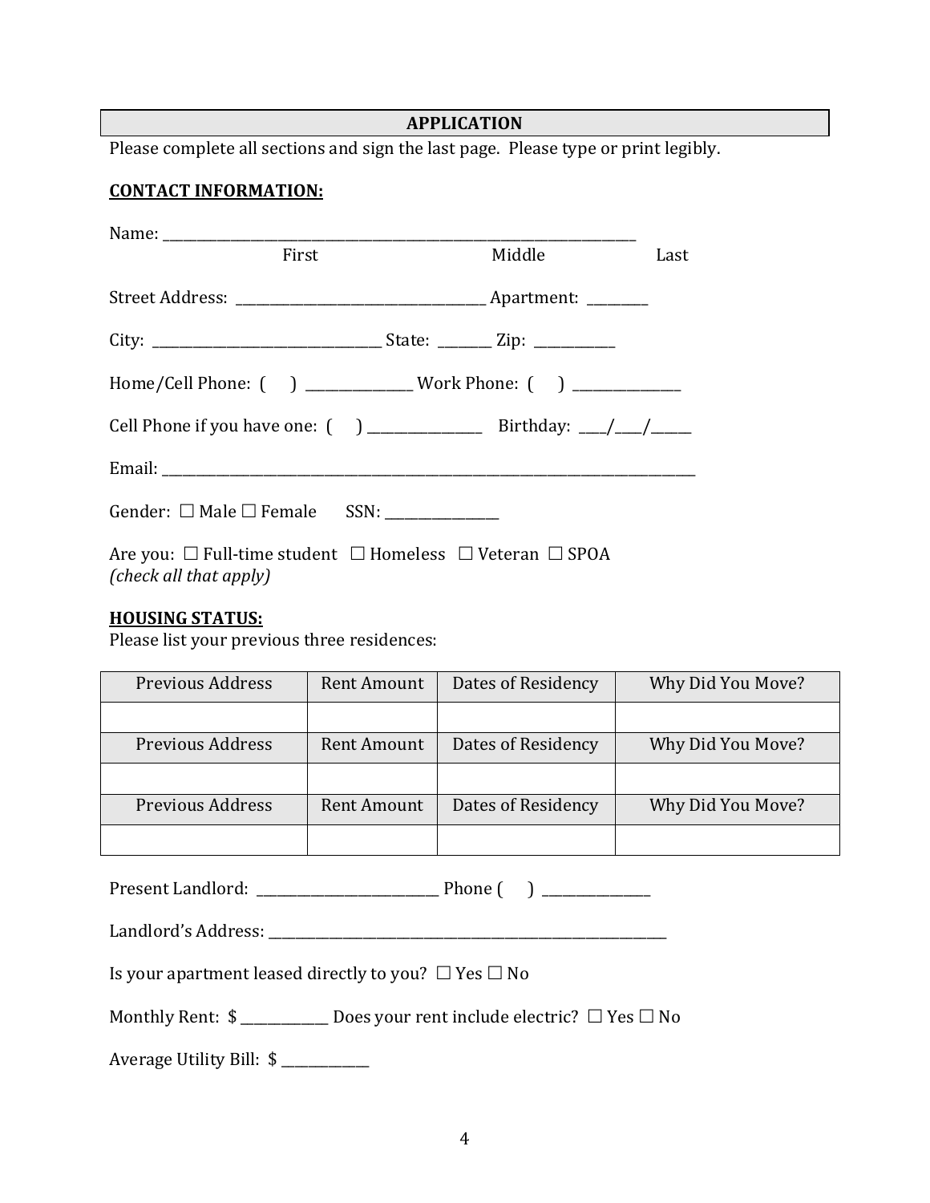**APPLICATION**

Please complete all sections and sign the last page. Please type or print legibly.

**CONTACT INFORMATION:**

Name: ___________________________________________________________________________
First Middle Last

Street Address: ____________________________________ Apartment: _________

City: ________________________________ State: ________ Zip: ____________

Home/Cell Phone: (    ) ________________ Work Phone: (    ) ________________

Cell Phone if you have one: (    ) _________________ Birthday: ____/____/______

Email: ______________________________________________________________________________

Gender: ☐ Male ☐ Female SSN: _________________

Are you: ☐ Full-time student ☐ Homeless ☐ Veteran ☐ SPOA
*(check all that apply)*

**HOUSING STATUS:**

Please list your previous three residences:

| Previous Address | Rent Amount | Dates of Residency | Why Did You Move? |
|---|---|---|---|
| | | | |
| Previous Address | Rent Amount | Dates of Residency | Why Did You Move? |
| | | | |
| Previous Address | Rent Amount | Dates of Residency | Why Did You Move? |
| | | | |

Present Landlord: ___________________________ Phone (    ) ________________

Landlord's Address: ___________________________________________________________

Is your apartment leased directly to you? ☐ Yes ☐ No

Monthly Rent: $ _____________ Does your rent include electric? ☐ Yes ☐ No

Average Utility Bill: $ _____________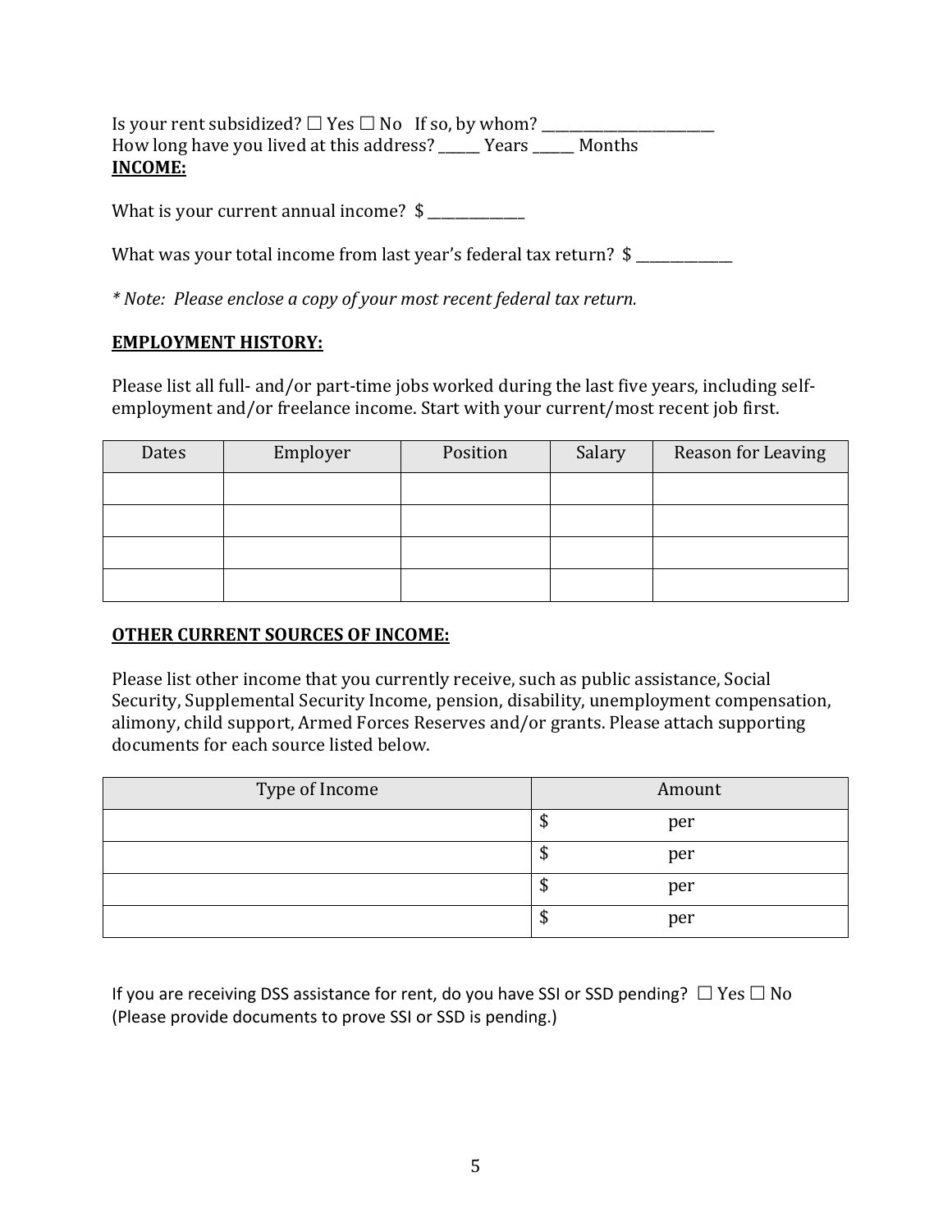Is your rent subsidized? ☐ Yes ☐ No   If so, by whom? ________________________
How long have you lived at this address? ______ Years ______ Months

**INCOME:**

What is your current annual income?  $ ______________

What was your total income from last year's federal tax return?  $ ______________

*\* Note:  Please enclose a copy of your most recent federal tax return.*

**EMPLOYMENT HISTORY:**

Please list all full- and/or part-time jobs worked during the last five years, including self-employment and/or freelance income. Start with your current/most recent job first.

| Dates | Employer | Position | Salary | Reason for Leaving |
|---|---|---|---|---|
| | | | | |
| | | | | |
| | | | | |
| | | | | |

**OTHER CURRENT SOURCES OF INCOME:**

Please list other income that you currently receive, such as public assistance, Social Security, Supplemental Security Income, pension, disability, unemployment compensation, alimony, child support, Armed Forces Reserves and/or grants. Please attach supporting documents for each source listed below.

| Type of Income | Amount |
|---|---|
| | $ per |
| | $ per |
| | $ per |
| | $ per |

If you are receiving DSS assistance for rent, do you have SSI or SSD pending?  ☐ Yes ☐ No
(Please provide documents to prove SSI or SSD is pending.)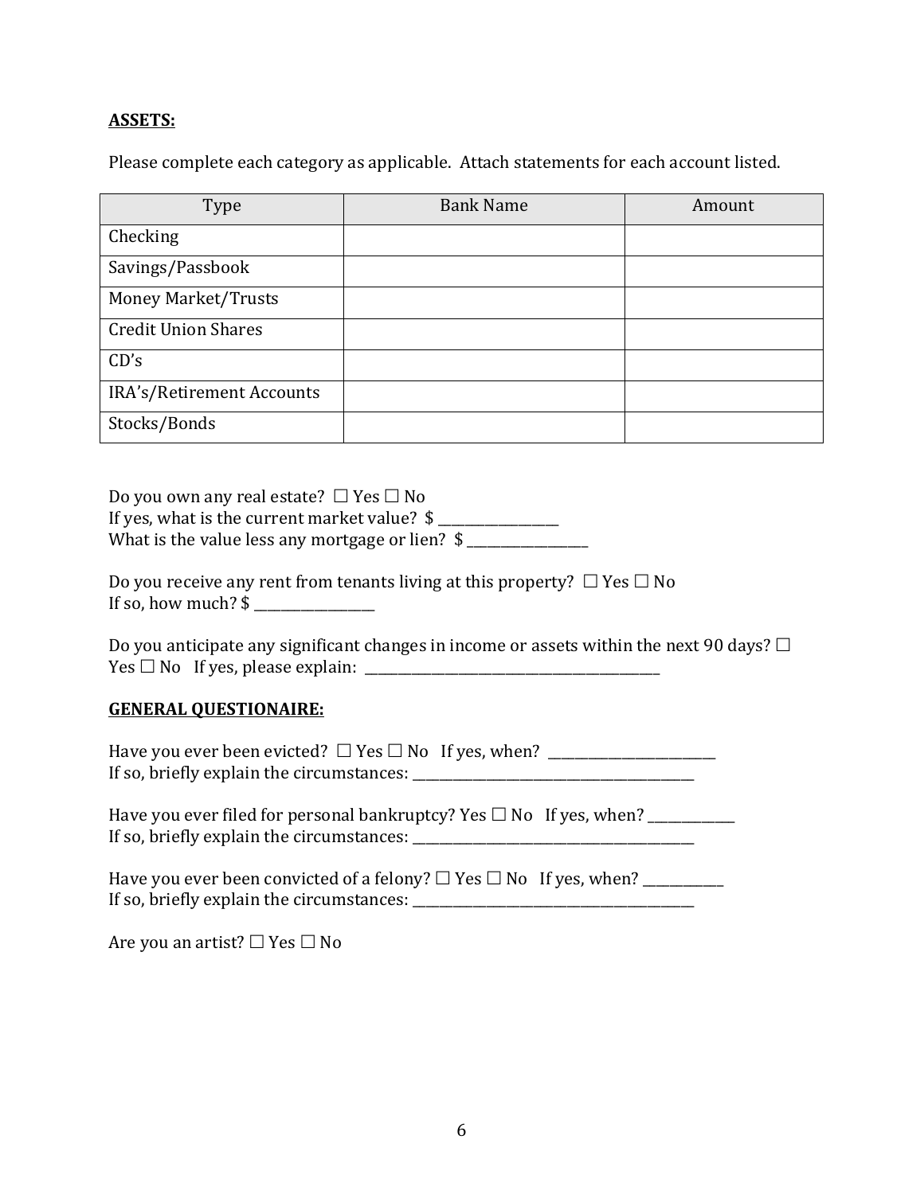**ASSETS:**

Please complete each category as applicable. Attach statements for each account listed.

| Type | Bank Name | Amount |
| --- | --- | --- |
| Checking | | |
| Savings/Passbook | | |
| Money Market/Trusts | | |
| Credit Union Shares | | |
| CD's | | |
| IRA's/Retirement Accounts | | |
| Stocks/Bonds | | |

Do you own any real estate? ☐ Yes ☐ No
If yes, what is the current market value? $ _________________
What is the value less any mortgage or lien? $ _________________

Do you receive any rent from tenants living at this property? ☐ Yes ☐ No
If so, how much? $ _________________

Do you anticipate any significant changes in income or assets within the next 90 days? ☐ Yes ☐ No If yes, please explain: ___________________________________________

**GENERAL QUESTIONAIRE:**

Have you ever been evicted? ☐ Yes ☐ No If yes, when? ________________________
If so, briefly explain the circumstances: _________________________________________

Have you ever filed for personal bankruptcy? Yes ☐ No If yes, when? ____________
If so, briefly explain the circumstances: _________________________________________

Have you ever been convicted of a felony? ☐ Yes ☐ No If yes, when? ___________
If so, briefly explain the circumstances: _________________________________________

Are you an artist? ☐ Yes ☐ No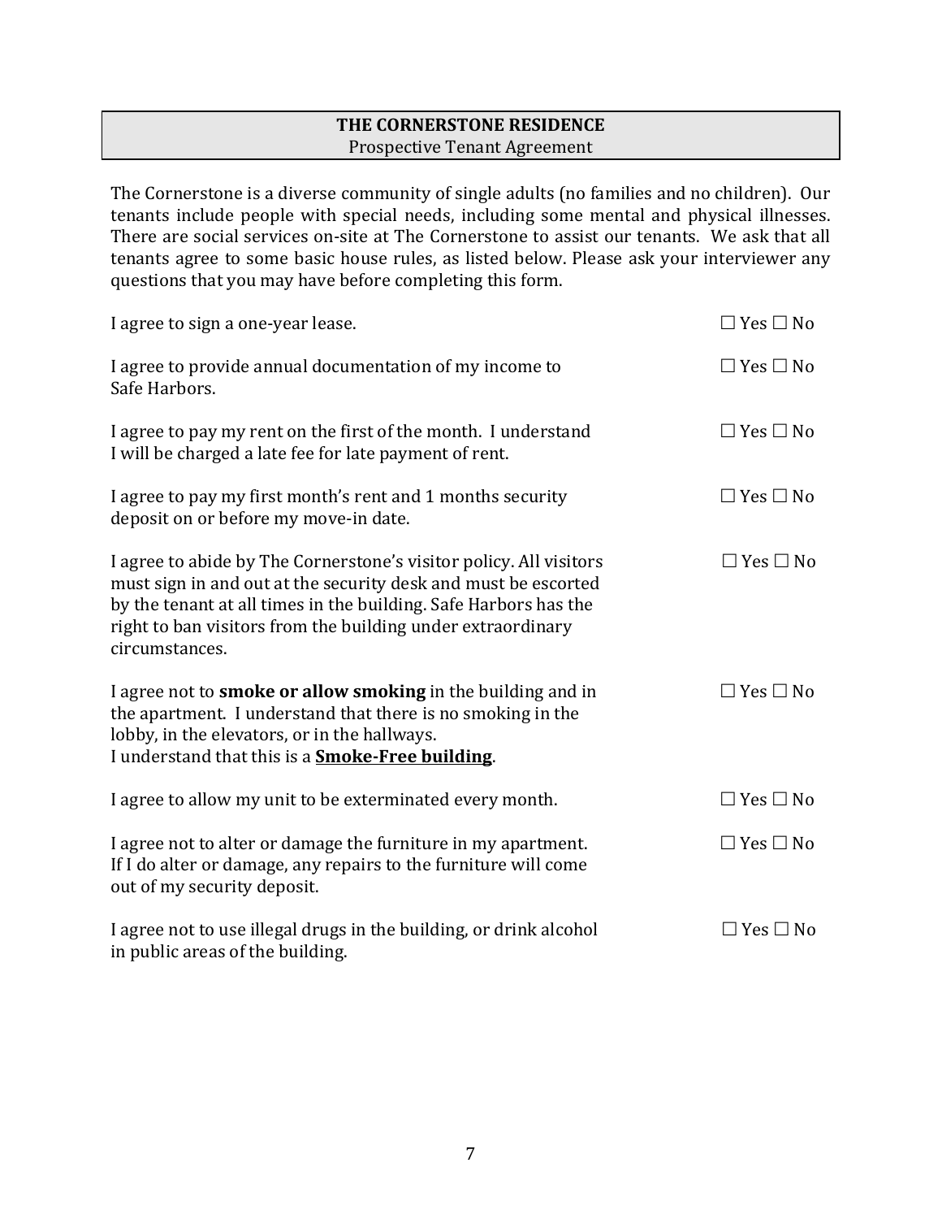**THE CORNERSTONE RESIDENCE**
Prospective Tenant Agreement

The Cornerstone is a diverse community of single adults (no families and no children). Our tenants include people with special needs, including some mental and physical illnesses. There are social services on-site at The Cornerstone to assist our tenants. We ask that all tenants agree to some basic house rules, as listed below. Please ask your interviewer any questions that you may have before completing this form.

| | |
|---|---|
| I agree to sign a one-year lease. | ☐ Yes ☐ No |
| I agree to provide annual documentation of my income to Safe Harbors. | ☐ Yes ☐ No |
| I agree to pay my rent on the first of the month. I understand I will be charged a late fee for late payment of rent. | ☐ Yes ☐ No |
| I agree to pay my first month's rent and 1 months security deposit on or before my move-in date. | ☐ Yes ☐ No |
| I agree to abide by The Cornerstone's visitor policy. All visitors must sign in and out at the security desk and must be escorted by the tenant at all times in the building. Safe Harbors has the right to ban visitors from the building under extraordinary circumstances. | ☐ Yes ☐ No |
| I agree not to **smoke or allow smoking** in the building and in the apartment. I understand that there is no smoking in the lobby, in the elevators, or in the hallways. I understand that this is a **<u>Smoke-Free building</u>**. | ☐ Yes ☐ No |
| I agree to allow my unit to be exterminated every month. | ☐ Yes ☐ No |
| I agree not to alter or damage the furniture in my apartment. If I do alter or damage, any repairs to the furniture will come out of my security deposit. | ☐ Yes ☐ No |
| I agree not to use illegal drugs in the building, or drink alcohol in public areas of the building. | ☐ Yes ☐ No |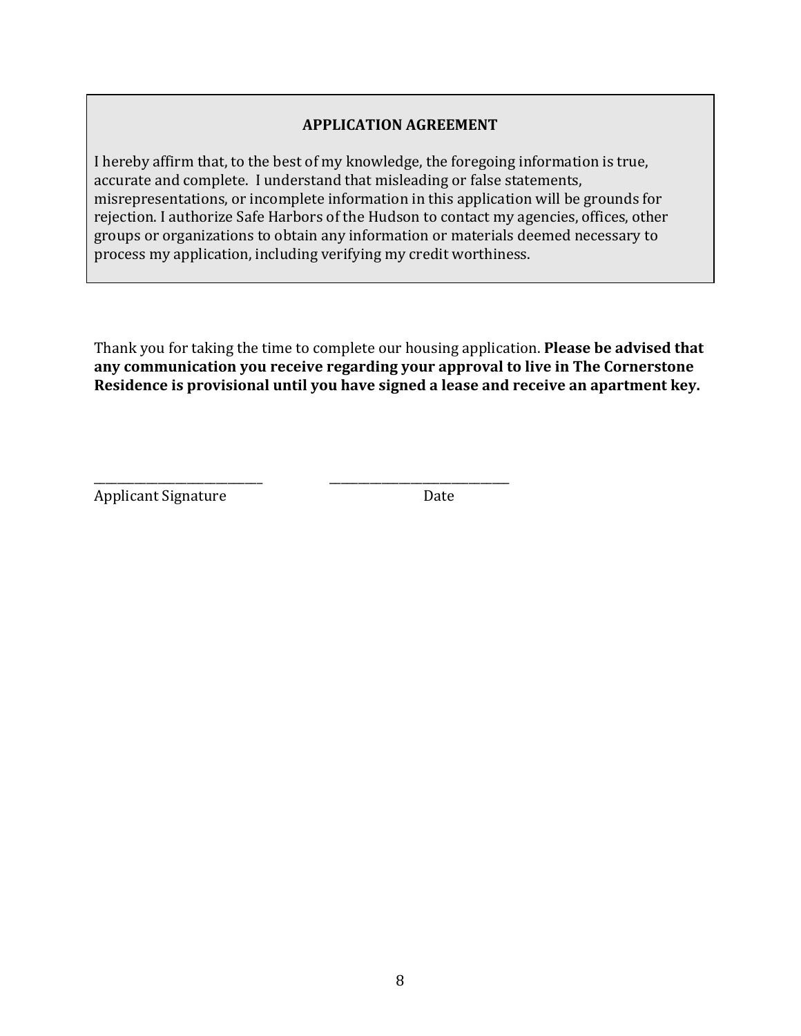## APPLICATION AGREEMENT

I hereby affirm that, to the best of my knowledge, the foregoing information is true, accurate and complete. I understand that misleading or false statements, misrepresentations, or incomplete information in this application will be grounds for rejection. I authorize Safe Harbors of the Hudson to contact my agencies, offices, other groups or organizations to obtain any information or materials deemed necessary to process my application, including verifying my credit worthiness.

Thank you for taking the time to complete our housing application. **Please be advised that any communication you receive regarding your approval to live in The Cornerstone Residence is provisional until you have signed a lease and receive an apartment key.**

_____________________________ _______________________________

Applicant Signature Date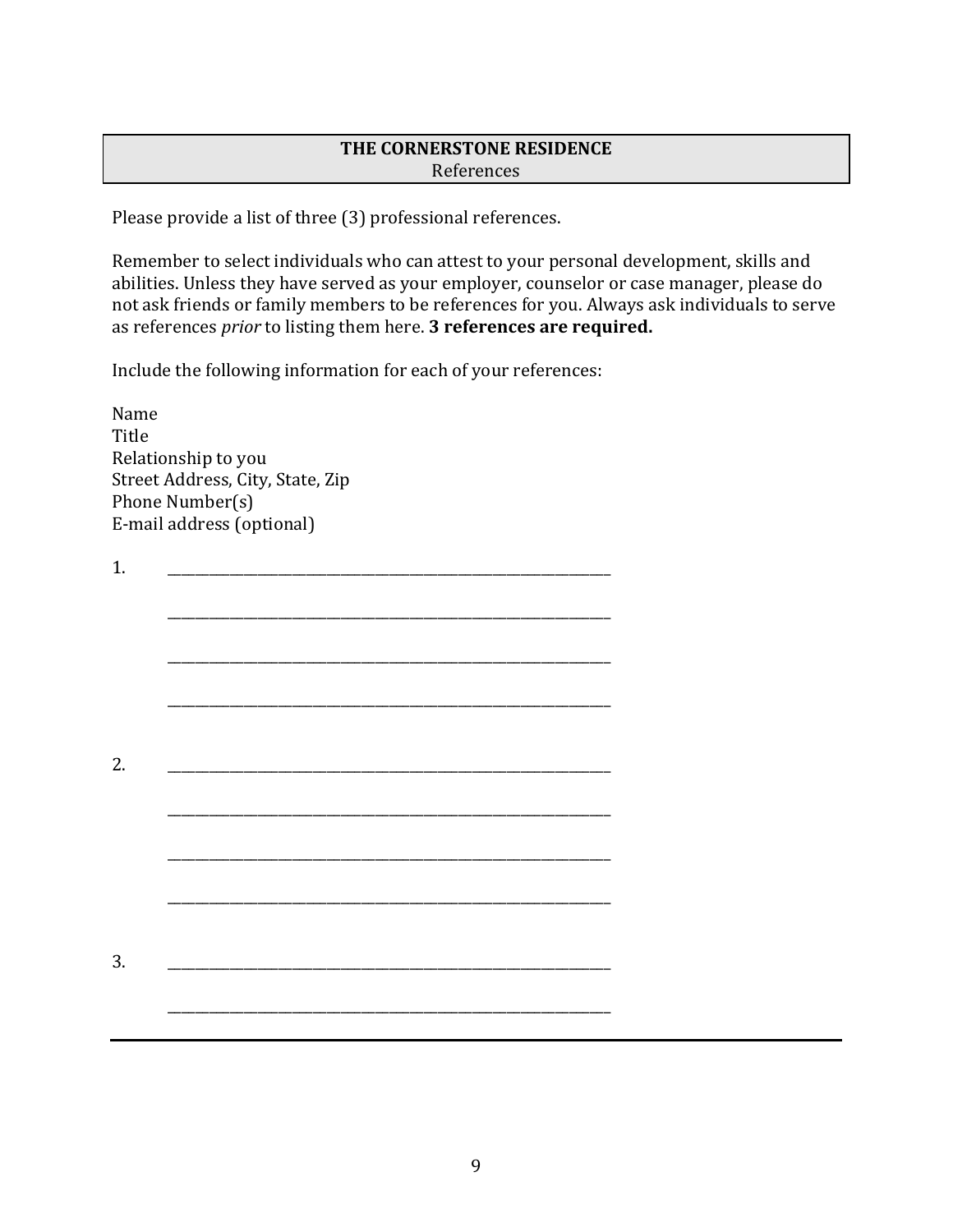**THE CORNERSTONE RESIDENCE**
References

Please provide a list of three (3) professional references.

Remember to select individuals who can attest to your personal development, skills and abilities. Unless they have served as your employer, counselor or case manager, please do not ask friends or family members to be references for you. Always ask individuals to serve as references *prior* to listing them here. **3 references are required.**

Include the following information for each of your references:

Name
Title
Relationship to you
Street Address, City, State, Zip
Phone Number(s)
E-mail address (optional)

1. ____________________________________________________________

   ____________________________________________________________

   ____________________________________________________________

   ____________________________________________________________

2. ____________________________________________________________

   ____________________________________________________________

   ____________________________________________________________

   ____________________________________________________________

3. ____________________________________________________________

   ____________________________________________________________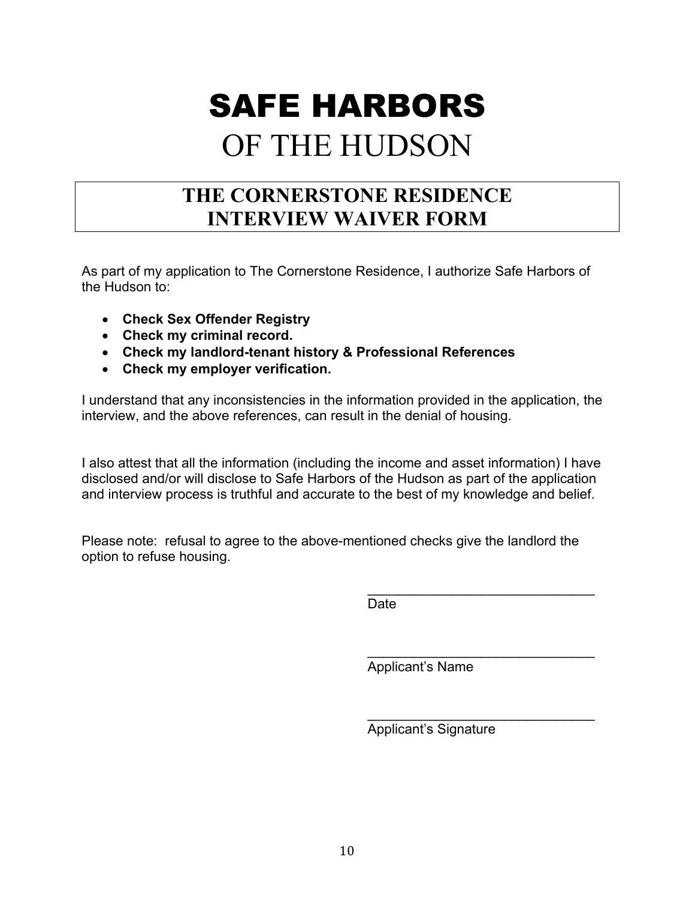# SAFE HARBORS
# OF THE HUDSON

## THE CORNERSTONE RESIDENCE
## INTERVIEW WAIVER FORM

As part of my application to The Cornerstone Residence, I authorize Safe Harbors of the Hudson to:

- **Check Sex Offender Registry**
- **Check my criminal record.**
- **Check my landlord-tenant history & Professional References**
- **Check my employer verification.**

I understand that any inconsistencies in the information provided in the application, the interview, and the above references, can result in the denial of housing.

I also attest that all the information (including the income and asset information) I have disclosed and/or will disclose to Safe Harbors of the Hudson as part of the application and interview process is truthful and accurate to the best of my knowledge and belief.

Please note: refusal to agree to the above-mentioned checks give the landlord the option to refuse housing.

_______________________________
Date

_______________________________
Applicant's Name

_______________________________
Applicant's Signature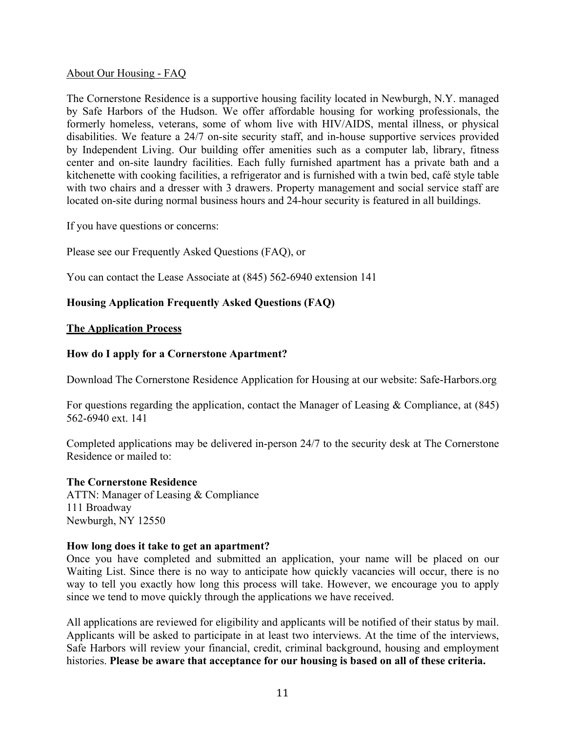About Our Housing - FAQ

The Cornerstone Residence is a supportive housing facility located in Newburgh, N.Y. managed by Safe Harbors of the Hudson. We offer affordable housing for working professionals, the formerly homeless, veterans, some of whom live with HIV/AIDS, mental illness, or physical disabilities. We feature a 24/7 on-site security staff, and in-house supportive services provided by Independent Living. Our building offer amenities such as a computer lab, library, fitness center and on-site laundry facilities. Each fully furnished apartment has a private bath and a kitchenette with cooking facilities, a refrigerator and is furnished with a twin bed, café style table with two chairs and a dresser with 3 drawers. Property management and social service staff are located on-site during normal business hours and 24-hour security is featured in all buildings.

If you have questions or concerns:

Please see our Frequently Asked Questions (FAQ), or

You can contact the Lease Associate at (845) 562-6940 extension 141

## Housing Application Frequently Asked Questions (FAQ)

### The Application Process

**How do I apply for a Cornerstone Apartment?**

Download The Cornerstone Residence Application for Housing at our website: Safe-Harbors.org

For questions regarding the application, contact the Manager of Leasing & Compliance, at (845) 562-6940 ext. 141

Completed applications may be delivered in-person 24/7 to the security desk at The Cornerstone Residence or mailed to:

**The Cornerstone Residence**
ATTN: Manager of Leasing & Compliance
111 Broadway
Newburgh, NY 12550

**How long does it take to get an apartment?**
Once you have completed and submitted an application, your name will be placed on our Waiting List. Since there is no way to anticipate how quickly vacancies will occur, there is no way to tell you exactly how long this process will take. However, we encourage you to apply since we tend to move quickly through the applications we have received.

All applications are reviewed for eligibility and applicants will be notified of their status by mail. Applicants will be asked to participate in at least two interviews. At the time of the interviews, Safe Harbors will review your financial, credit, criminal background, housing and employment histories. **Please be aware that acceptance for our housing is based on all of these criteria.**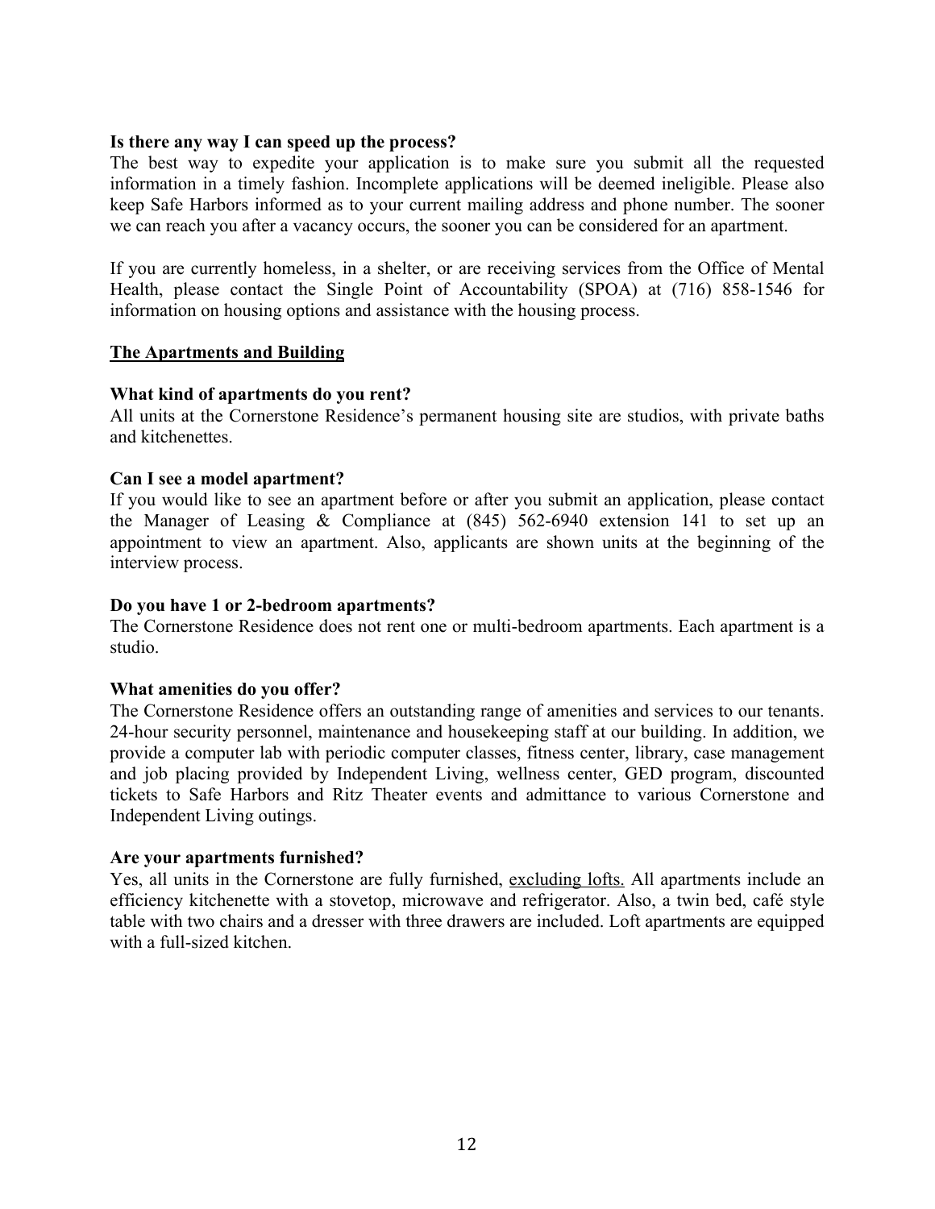**Is there any way I can speed up the process?**

The best way to expedite your application is to make sure you submit all the requested information in a timely fashion. Incomplete applications will be deemed ineligible. Please also keep Safe Harbors informed as to your current mailing address and phone number. The sooner we can reach you after a vacancy occurs, the sooner you can be considered for an apartment.

If you are currently homeless, in a shelter, or are receiving services from the Office of Mental Health, please contact the Single Point of Accountability (SPOA) at (716) 858-1546 for information on housing options and assistance with the housing process.

<u>**The Apartments and Building**</u>

**What kind of apartments do you rent?**

All units at the Cornerstone Residence's permanent housing site are studios, with private baths and kitchenettes.

**Can I see a model apartment?**

If you would like to see an apartment before or after you submit an application, please contact the Manager of Leasing & Compliance at (845) 562-6940 extension 141 to set up an appointment to view an apartment. Also, applicants are shown units at the beginning of the interview process.

**Do you have 1 or 2-bedroom apartments?**

The Cornerstone Residence does not rent one or multi-bedroom apartments. Each apartment is a studio.

**What amenities do you offer?**

The Cornerstone Residence offers an outstanding range of amenities and services to our tenants. 24-hour security personnel, maintenance and housekeeping staff at our building. In addition, we provide a computer lab with periodic computer classes, fitness center, library, case management and job placing provided by Independent Living, wellness center, GED program, discounted tickets to Safe Harbors and Ritz Theater events and admittance to various Cornerstone and Independent Living outings.

**Are your apartments furnished?**

Yes, all units in the Cornerstone are fully furnished, <u>excluding lofts.</u> All apartments include an efficiency kitchenette with a stovetop, microwave and refrigerator. Also, a twin bed, café style table with two chairs and a dresser with three drawers are included. Loft apartments are equipped with a full-sized kitchen.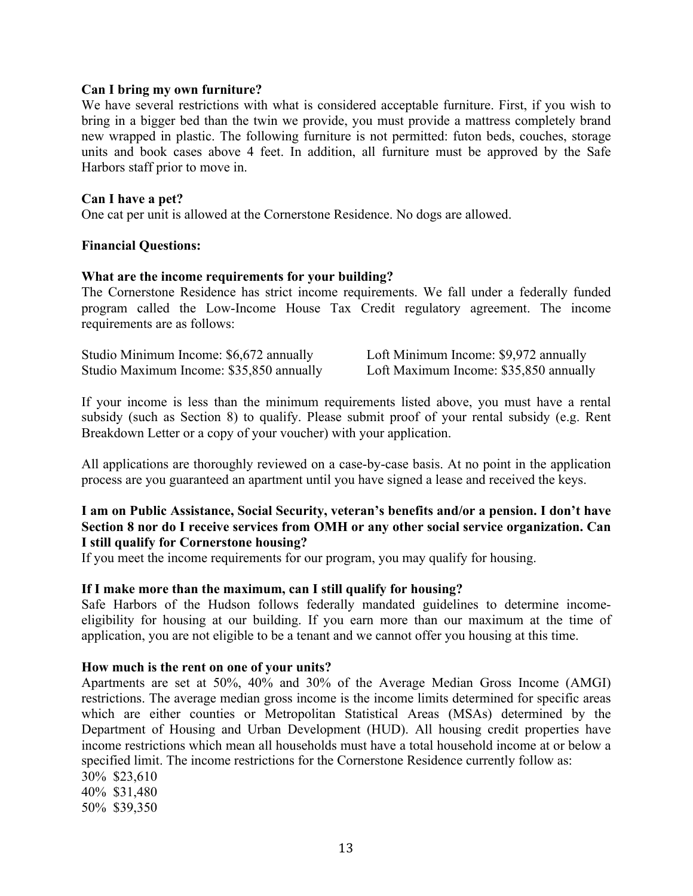**Can I bring my own furniture?**

We have several restrictions with what is considered acceptable furniture. First, if you wish to bring in a bigger bed than the twin we provide, you must provide a mattress completely brand new wrapped in plastic. The following furniture is not permitted: futon beds, couches, storage units and book cases above 4 feet. In addition, all furniture must be approved by the Safe Harbors staff prior to move in.

**Can I have a pet?**

One cat per unit is allowed at the Cornerstone Residence. No dogs are allowed.

**Financial Questions:**

**What are the income requirements for your building?**

The Cornerstone Residence has strict income requirements. We fall under a federally funded program called the Low-Income House Tax Credit regulatory agreement. The income requirements are as follows:

Studio Minimum Income: $6,672 annually
Studio Maximum Income: $35,850 annually

Loft Minimum Income: $9,972 annually
Loft Maximum Income: $35,850 annually

If your income is less than the minimum requirements listed above, you must have a rental subsidy (such as Section 8) to qualify. Please submit proof of your rental subsidy (e.g. Rent Breakdown Letter or a copy of your voucher) with your application.

All applications are thoroughly reviewed on a case-by-case basis. At no point in the application process are you guaranteed an apartment until you have signed a lease and received the keys.

**I am on Public Assistance, Social Security, veteran's benefits and/or a pension. I don't have Section 8 nor do I receive services from OMH or any other social service organization. Can I still qualify for Cornerstone housing?**

If you meet the income requirements for our program, you may qualify for housing.

**If I make more than the maximum, can I still qualify for housing?**

Safe Harbors of the Hudson follows federally mandated guidelines to determine income-eligibility for housing at our building. If you earn more than our maximum at the time of application, you are not eligible to be a tenant and we cannot offer you housing at this time.

**How much is the rent on one of your units?**

Apartments are set at 50%, 40% and 30% of the Average Median Gross Income (AMGI) restrictions. The average median gross income is the income limits determined for specific areas which are either counties or Metropolitan Statistical Areas (MSAs) determined by the Department of Housing and Urban Development (HUD). All housing credit properties have income restrictions which mean all households must have a total household income at or below a specified limit. The income restrictions for the Cornerstone Residence currently follow as:

30% $23,610
40% $31,480
50% $39,350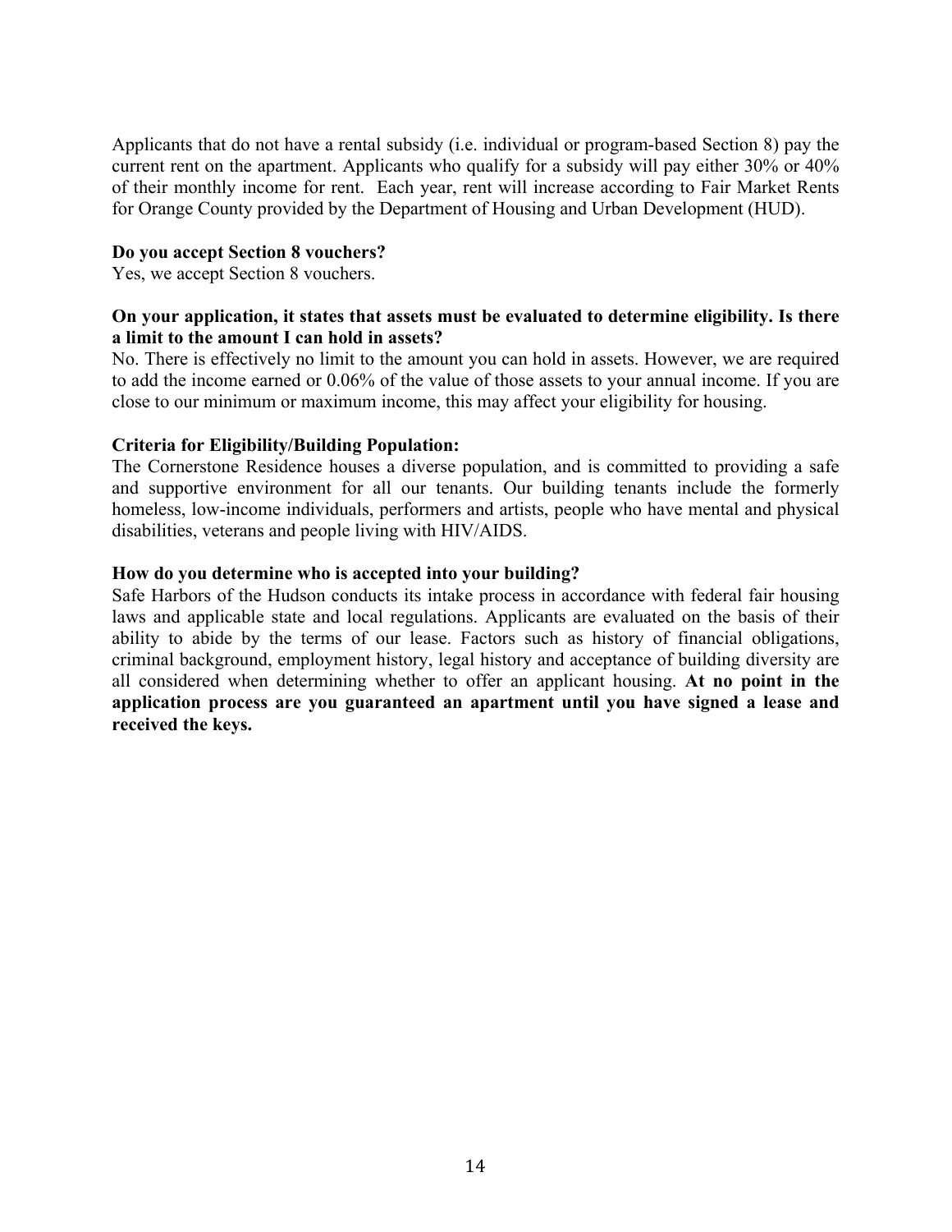Applicants that do not have a rental subsidy (i.e. individual or program-based Section 8) pay the current rent on the apartment. Applicants who qualify for a subsidy will pay either 30% or 40% of their monthly income for rent. Each year, rent will increase according to Fair Market Rents for Orange County provided by the Department of Housing and Urban Development (HUD).

**Do you accept Section 8 vouchers?**
Yes, we accept Section 8 vouchers.

**On your application, it states that assets must be evaluated to determine eligibility. Is there a limit to the amount I can hold in assets?**
No. There is effectively no limit to the amount you can hold in assets. However, we are required to add the income earned or 0.06% of the value of those assets to your annual income. If you are close to our minimum or maximum income, this may affect your eligibility for housing.

**Criteria for Eligibility/Building Population:**
The Cornerstone Residence houses a diverse population, and is committed to providing a safe and supportive environment for all our tenants. Our building tenants include the formerly homeless, low-income individuals, performers and artists, people who have mental and physical disabilities, veterans and people living with HIV/AIDS.

**How do you determine who is accepted into your building?**
Safe Harbors of the Hudson conducts its intake process in accordance with federal fair housing laws and applicable state and local regulations. Applicants are evaluated on the basis of their ability to abide by the terms of our lease. Factors such as history of financial obligations, criminal background, employment history, legal history and acceptance of building diversity are all considered when determining whether to offer an applicant housing. **At no point in the application process are you guaranteed an apartment until you have signed a lease and received the keys.**